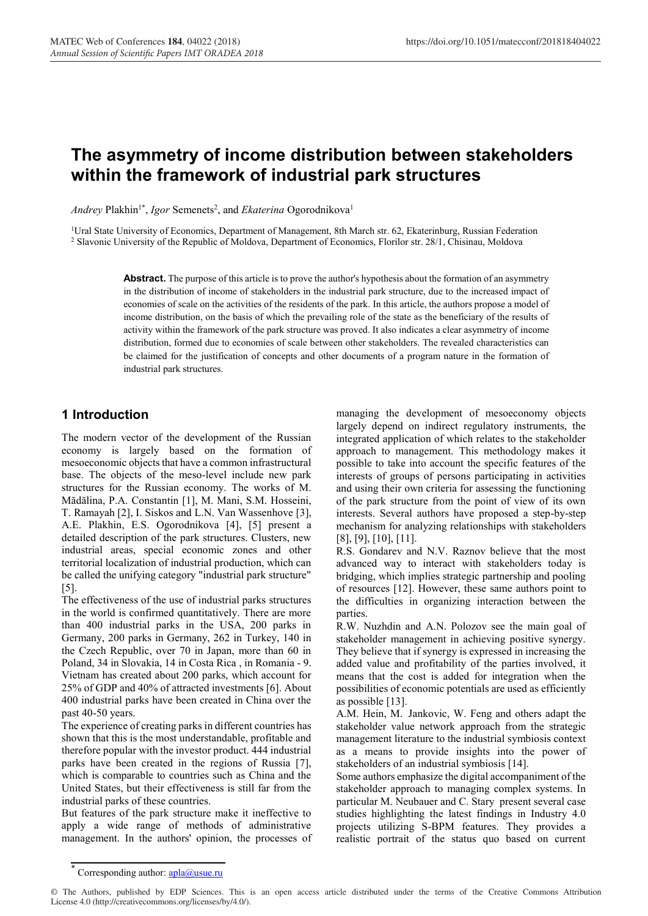# The asymmetry of income distribution between stakeholders within the framework of industrial park structures

*Andrey* Plakhin[1*], *Igor* Semenets[2], and *Ekaterina* Ogorodnikova[1]

[1]Ural State University of Economics, Department of Management, 8th March str. 62, Ekaterinburg, Russian Federation
[2] Slavonic University of the Republic of Moldova, Department of Economics, Florilor str. 28/1, Chisinau, Moldova

**Abstract.** The purpose of this article is to prove the author's hypothesis about the formation of an asymmetry in the distribution of income of stakeholders in the industrial park structure, due to the increased impact of economies of scale on the activities of the residents of the park. In this article, the authors propose a model of income distribution, on the basis of which the prevailing role of the state as the beneficiary of the results of activity within the framework of the park structure was proved. It also indicates a clear asymmetry of income distribution, formed due to economies of scale between other stakeholders. The revealed characteristics can be claimed for the justification of concepts and other documents of a program nature in the formation of industrial park structures.

## 1 Introduction

The modern vector of the development of the Russian economy is largely based on the formation of mesoeconomic objects that have a common infrastructural base. The objects of the meso-level include new park structures for the Russian economy. The works of M. Mădălina, P.A. Constantin [1], M. Mani, S.M. Hosseini, T. Ramayah [2], I. Siskos and L.N. Van Wassenhove [3], A.E. Plakhin, E.S. Ogorodnikova [4], [5] present a detailed description of the park structures. Clusters, new industrial areas, special economic zones and other territorial localization of industrial production, which can be called the unifying category "industrial park structure" [5].

The effectiveness of the use of industrial parks structures in the world is confirmed quantitatively. There are more than 400 industrial parks in the USA, 200 parks in Germany, 200 parks in Germany, 262 in Turkey, 140 in the Czech Republic, over 70 in Japan, more than 60 in Poland, 34 in Slovakia, 14 in Costa Rica , in Romania - 9. Vietnam has created about 200 parks, which account for 25% of GDP and 40% of attracted investments [6]. About 400 industrial parks have been created in China over the past 40-50 years.

The experience of creating parks in different countries has shown that this is the most understandable, profitable and therefore popular with the investor product. 444 industrial parks have been created in the regions of Russia [7], which is comparable to countries such as China and the United States, but their effectiveness is still far from the industrial parks of these countries.

But features of the park structure make it ineffective to apply a wide range of methods of administrative management. In the authors' opinion, the processes of managing the development of mesoeconomy objects largely depend on indirect regulatory instruments, the integrated application of which relates to the stakeholder approach to management. This methodology makes it possible to take into account the specific features of the interests of groups of persons participating in activities and using their own criteria for assessing the functioning of the park structure from the point of view of its own interests. Several authors have proposed a step-by-step mechanism for analyzing relationships with stakeholders [8], [9], [10], [11].

R.S. Gondarev and N.V. Raznov believe that the most advanced way to interact with stakeholders today is bridging, which implies strategic partnership and pooling of resources [12]. However, these same authors point to the difficulties in organizing interaction between the parties.

R.W. Nuzhdin and A.N. Polozov see the main goal of stakeholder management in achieving positive synergy. They believe that if synergy is expressed in increasing the added value and profitability of the parties involved, it means that the cost is added for integration when the possibilities of economic potentials are used as efficiently as possible [13].

A.M. Hein, M. Jankovic, W. Feng and others adapt the stakeholder value network approach from the strategic management literature to the industrial symbiosis context as a means to provide insights into the power of stakeholders of an industrial symbiosis [14].

Some authors emphasize the digital accompaniment of the stakeholder approach to managing complex systems. In particular M. Neubauer and C. Stary present several case studies highlighting the latest findings in Industry 4.0 projects utilizing S-BPM features. They provides a realistic portrait of the status quo based on current

* Corresponding author: apla@usue.ru

© The Authors, published by EDP Sciences. This is an open access article distributed under the terms of the Creative Commons Attribution License 4.0 (http://creativecommons.org/licenses/by/4.0/).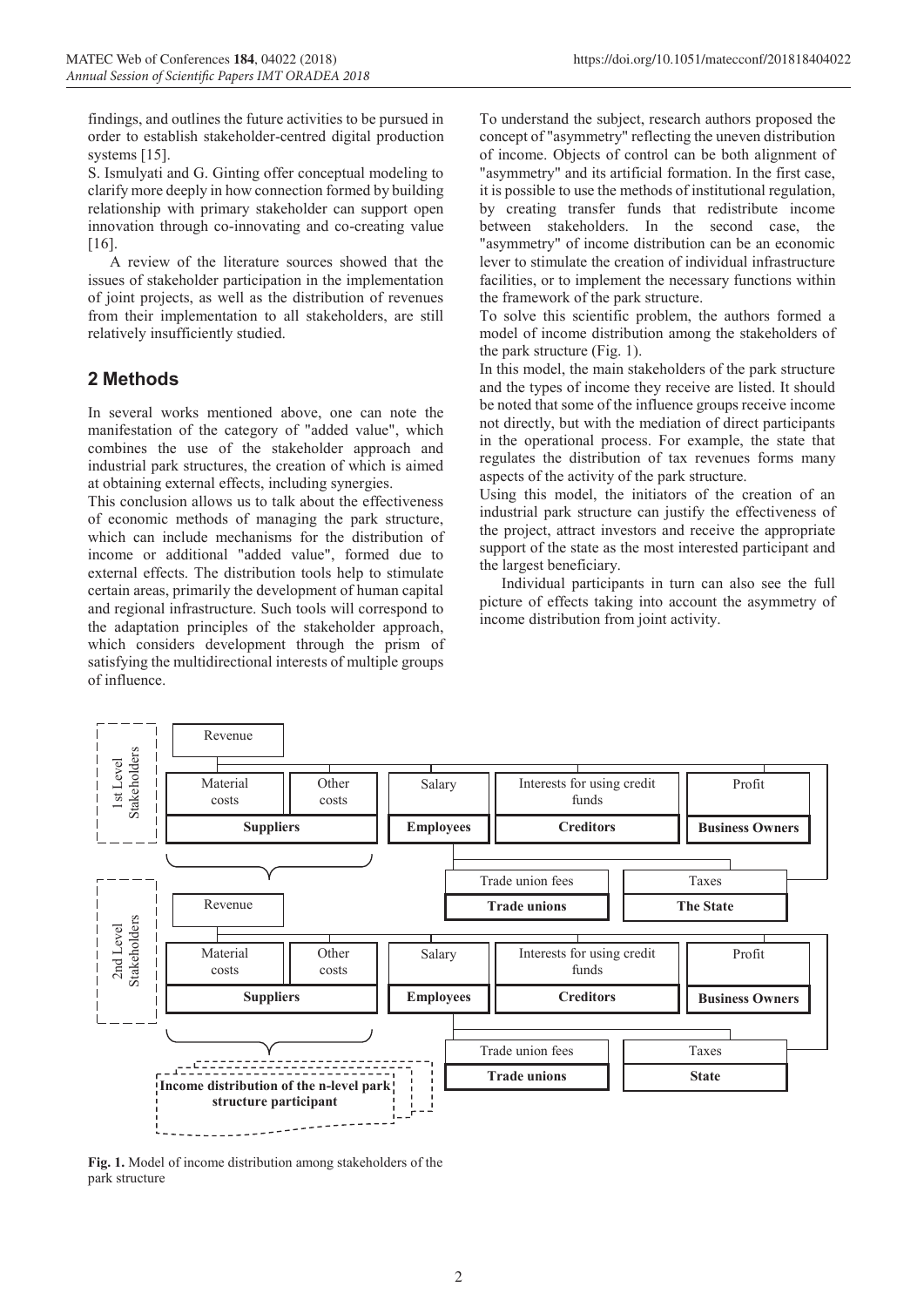findings, and outlines the future activities to be pursued in order to establish stakeholder-centred digital production systems [15].

S. Ismulyati and G. Ginting offer conceptual modeling to clarify more deeply in how connection formed by building relationship with primary stakeholder can support open innovation through co-innovating and co-creating value [16].

A review of the literature sources showed that the issues of stakeholder participation in the implementation of joint projects, as well as the distribution of revenues from their implementation to all stakeholders, are still relatively insufficiently studied.

## 2 Methods

In several works mentioned above, one can note the manifestation of the category of "added value", which combines the use of the stakeholder approach and industrial park structures, the creation of which is aimed at obtaining external effects, including synergies.

This conclusion allows us to talk about the effectiveness of economic methods of managing the park structure, which can include mechanisms for the distribution of income or additional "added value", formed due to external effects. The distribution tools help to stimulate certain areas, primarily the development of human capital and regional infrastructure. Such tools will correspond to the adaptation principles of the stakeholder approach, which considers development through the prism of satisfying the multidirectional interests of multiple groups of influence.

To understand the subject, research authors proposed the concept of "asymmetry" reflecting the uneven distribution of income. Objects of control can be both alignment of "asymmetry" and its artificial formation. In the first case, it is possible to use the methods of institutional regulation, by creating transfer funds that redistribute income between stakeholders. In the second case, the "asymmetry" of income distribution can be an economic lever to stimulate the creation of individual infrastructure facilities, or to implement the necessary functions within the framework of the park structure.

To solve this scientific problem, the authors formed a model of income distribution among the stakeholders of the park structure (Fig. 1).

In this model, the main stakeholders of the park structure and the types of income they receive are listed. It should be noted that some of the influence groups receive income not directly, but with the mediation of direct participants in the operational process. For example, the state that regulates the distribution of tax revenues forms many aspects of the activity of the park structure.

Using this model, the initiators of the creation of an industrial park structure can justify the effectiveness of the project, attract investors and receive the appropriate support of the state as the most interested participant and the largest beneficiary.

Individual participants in turn can also see the full picture of effects taking into account the asymmetry of income distribution from joint activity.

**1st Level Stakeholders**

| Revenue | | | | | |
|---|---|---|---|---|---|
| Material costs | Other costs | Salary | Interests for using credit funds | Profit | |
| **Suppliers** | | **Employees** | **Creditors** | **Business Owners** | |
| | | Trade union fees | | Taxes | |
| | | **Trade unions** | | **The State** | |

**2nd Level Stakeholders**

| Revenue | | | | | |
|---|---|---|---|---|---|
| Material costs | Other costs | Salary | Interests for using credit funds | Profit | |
| **Suppliers** | | **Employees** | **Creditors** | **Business Owners** | |
| | | Trade union fees | | Taxes | |
| | | **Trade unions** | | **State** | |

**Income distribution of the n-level park structure participant**

**Fig. 1.** Model of income distribution among stakeholders of the park structure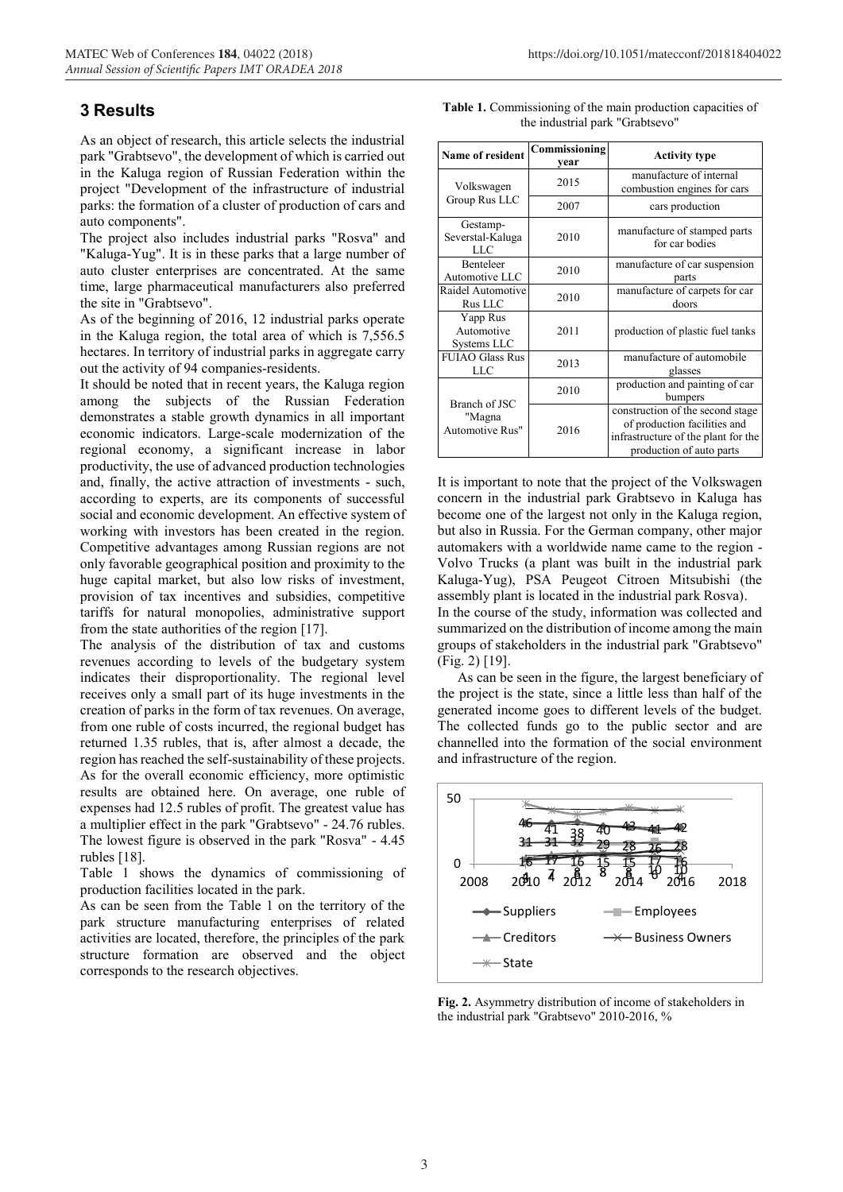## 3 Results

As an object of research, this article selects the industrial park "Grabtsevo", the development of which is carried out in the Kaluga region of Russian Federation within the project "Development of the infrastructure of industrial parks: the formation of a cluster of production of cars and auto components".

The project also includes industrial parks "Rosva" and "Kaluga-Yug". It is in these parks that a large number of auto cluster enterprises are concentrated. At the same time, large pharmaceutical manufacturers also preferred the site in "Grabtsevo".

As of the beginning of 2016, 12 industrial parks operate in the Kaluga region, the total area of which is 7,556.5 hectares. In territory of industrial parks in aggregate carry out the activity of 94 companies-residents.

It should be noted that in recent years, the Kaluga region among the subjects of the Russian Federation demonstrates a stable growth dynamics in all important economic indicators. Large-scale modernization of the regional economy, a significant increase in labor productivity, the use of advanced production technologies and, finally, the active attraction of investments - such, according to experts, are its components of successful social and economic development. An effective system of working with investors has been created in the region. Competitive advantages among Russian regions are not only favorable geographical position and proximity to the huge capital market, but also low risks of investment, provision of tax incentives and subsidies, competitive tariffs for natural monopolies, administrative support from the state authorities of the region [17].

The analysis of the distribution of tax and customs revenues according to levels of the budgetary system indicates their disproportionality. The regional level receives only a small part of its huge investments in the creation of parks in the form of tax revenues. On average, from one ruble of costs incurred, the regional budget has returned 1.35 rubles, that is, after almost a decade, the region has reached the self-sustainability of these projects. As for the overall economic efficiency, more optimistic results are obtained here. On average, one ruble of expenses had 12.5 rubles of profit. The greatest value has a multiplier effect in the park "Grabtsevo" - 24.76 rubles. The lowest figure is observed in the park "Rosva" - 4.45 rubles [18].

Table 1 shows the dynamics of commissioning of production facilities located in the park.

As can be seen from the Table 1 on the territory of the park structure manufacturing enterprises of related activities are located, therefore, the principles of the park structure formation are observed and the object corresponds to the research objectives.

**Table 1.** Commissioning of the main production capacities of the industrial park "Grabtsevo"

| Name of resident | Commissioning year | Activity type |
|---|---|---|
| Volkswagen Group Rus LLC | 2015 | manufacture of internal combustion engines for cars |
| | 2007 | cars production |
| Gestamp-Severstal-Kaluga LLC | 2010 | manufacture of stamped parts for car bodies |
| Benteleer Automotive LLC | 2010 | manufacture of car suspension parts |
| Raidel Automotive Rus LLC | 2010 | manufacture of carpets for car doors |
| Yapp Rus Automotive Systems LLC | 2011 | production of plastic fuel tanks |
| FUIAO Glass Rus LLC | 2013 | manufacture of automobile glasses |
| Branch of JSC "Magna Automotive Rus" | 2010 | production and painting of car bumpers |
| | 2016 | construction of the second stage of production facilities and infrastructure of the plant for the production of auto parts |

It is important to note that the project of the Volkswagen concern in the industrial park Grabtsevo in Kaluga has become one of the largest not only in the Kaluga region, but also in Russia. For the German company, other major automakers with a worldwide name came to the region - Volvo Trucks (a plant was built in the industrial park Kaluga-Yug), PSA Peugeot Citroen Mitsubishi (the assembly plant is located in the industrial park Rosva).

In the course of the study, information was collected and summarized on the distribution of income among the main groups of stakeholders in the industrial park "Grabtsevo" (Fig. 2) [19].

As can be seen in the figure, the largest beneficiary of the project is the state, since a little less than half of the generated income goes to different levels of the budget. The collected funds go to the public sector and are channelled into the formation of the social environment and infrastructure of the region.

**Fig. 2.** Asymmetry distribution of income of stakeholders in the industrial park "Grabtsevo" 2010-2016, %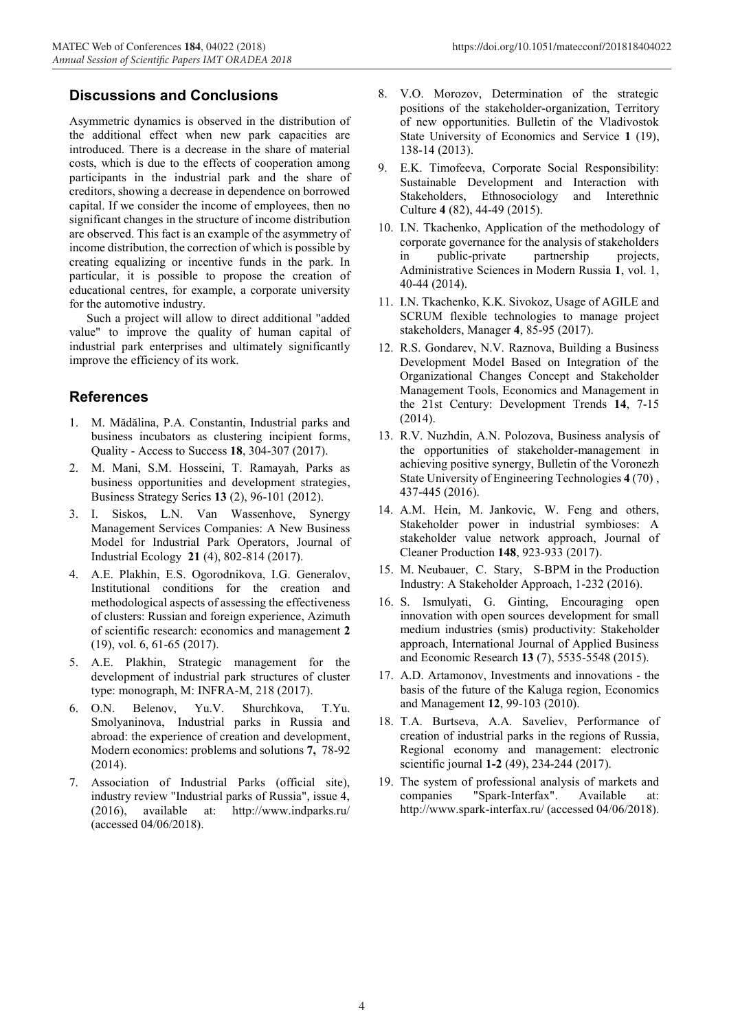## Discussions and Conclusions

Asymmetric dynamics is observed in the distribution of the additional effect when new park capacities are introduced. There is a decrease in the share of material costs, which is due to the effects of cooperation among participants in the industrial park and the share of creditors, showing a decrease in dependence on borrowed capital. If we consider the income of employees, then no significant changes in the structure of income distribution are observed. This fact is an example of the asymmetry of income distribution, the correction of which is possible by creating equalizing or incentive funds in the park. In particular, it is possible to propose the creation of educational centres, for example, a corporate university for the automotive industry.

Such a project will allow to direct additional "added value" to improve the quality of human capital of industrial park enterprises and ultimately significantly improve the efficiency of its work.

## References

1. M. Mădălina, P.A. Constantin, Industrial parks and business incubators as clustering incipient forms, Quality - Access to Success **18**, 304-307 (2017).
2. M. Mani, S.M. Hosseini, T. Ramayah, Parks as business opportunities and development strategies, Business Strategy Series **13** (2), 96-101 (2012).
3. I. Siskos, L.N. Van Wassenhove, Synergy Management Services Companies: A New Business Model for Industrial Park Operators, Journal of Industrial Ecology **21** (4), 802-814 (2017).
4. A.E. Plakhin, E.S. Ogorodnikova, I.G. Generalov, Institutional conditions for the creation and methodological aspects of assessing the effectiveness of clusters: Russian and foreign experience, Azimuth of scientific research: economics and management **2** (19), vol. 6, 61-65 (2017).
5. A.E. Plakhin, Strategic management for the development of industrial park structures of cluster type: monograph, M: INFRA-M, 218 (2017).
6. O.N. Belenov, Yu.V. Shurchkova, T.Yu. Smolyaninova, Industrial parks in Russia and abroad: the experience of creation and development, Modern economics: problems and solutions **7,** 78-92 (2014).
7. Association of Industrial Parks (official site), industry review "Industrial parks of Russia", issue 4, (2016), available at: http://www.indparks.ru/ (accessed 04/06/2018).
8. V.O. Morozov, Determination of the strategic positions of the stakeholder-organization, Territory of new opportunities. Bulletin of the Vladivostok State University of Economics and Service **1** (19), 138-14 (2013).
9. E.K. Timofeeva, Corporate Social Responsibility: Sustainable Development and Interaction with Stakeholders, Ethnosociology and Interethnic Culture **4** (82), 44-49 (2015).
10. I.N. Tkachenko, Application of the methodology of corporate governance for the analysis of stakeholders in public-private partnership projects, Administrative Sciences in Modern Russia **1**, vol. 1, 40-44 (2014).
11. I.N. Tkachenko, K.K. Sivokoz, Usage of AGILE and SCRUM flexible technologies to manage project stakeholders, Manager **4**, 85-95 (2017).
12. R.S. Gondarev, N.V. Raznova, Building a Business Development Model Based on Integration of the Organizational Changes Concept and Stakeholder Management Tools, Economics and Management in the 21st Century: Development Trends **14**, 7-15 (2014).
13. R.V. Nuzhdin, A.N. Polozova, Business analysis of the opportunities of stakeholder-management in achieving positive synergy, Bulletin of the Voronezh State University of Engineering Technologies **4** (70) , 437-445 (2016).
14. A.M. Hein, M. Jankovic, W. Feng and others, Stakeholder power in industrial symbioses: A stakeholder value network approach, Journal of Cleaner Production **148**, 923-933 (2017).
15. M. Neubauer, C. Stary, S-BPM in the Production Industry: A Stakeholder Approach, 1-232 (2016).
16. S. Ismulyati, G. Ginting, Encouraging open innovation with open sources development for small medium industries (smis) productivity: Stakeholder approach, International Journal of Applied Business and Economic Research **13** (7), 5535-5548 (2015).
17. A.D. Artamonov, Investments and innovations - the basis of the future of the Kaluga region, Economics and Management **12**, 99-103 (2010).
18. T.A. Burtseva, A.A. Saveliev, Performance of creation of industrial parks in the regions of Russia, Regional economy and management: electronic scientific journal **1-2** (49), 234-244 (2017).
19. The system of professional analysis of markets and companies "Spark-Interfax". Available at: http://www.spark-interfax.ru/ (accessed 04/06/2018).